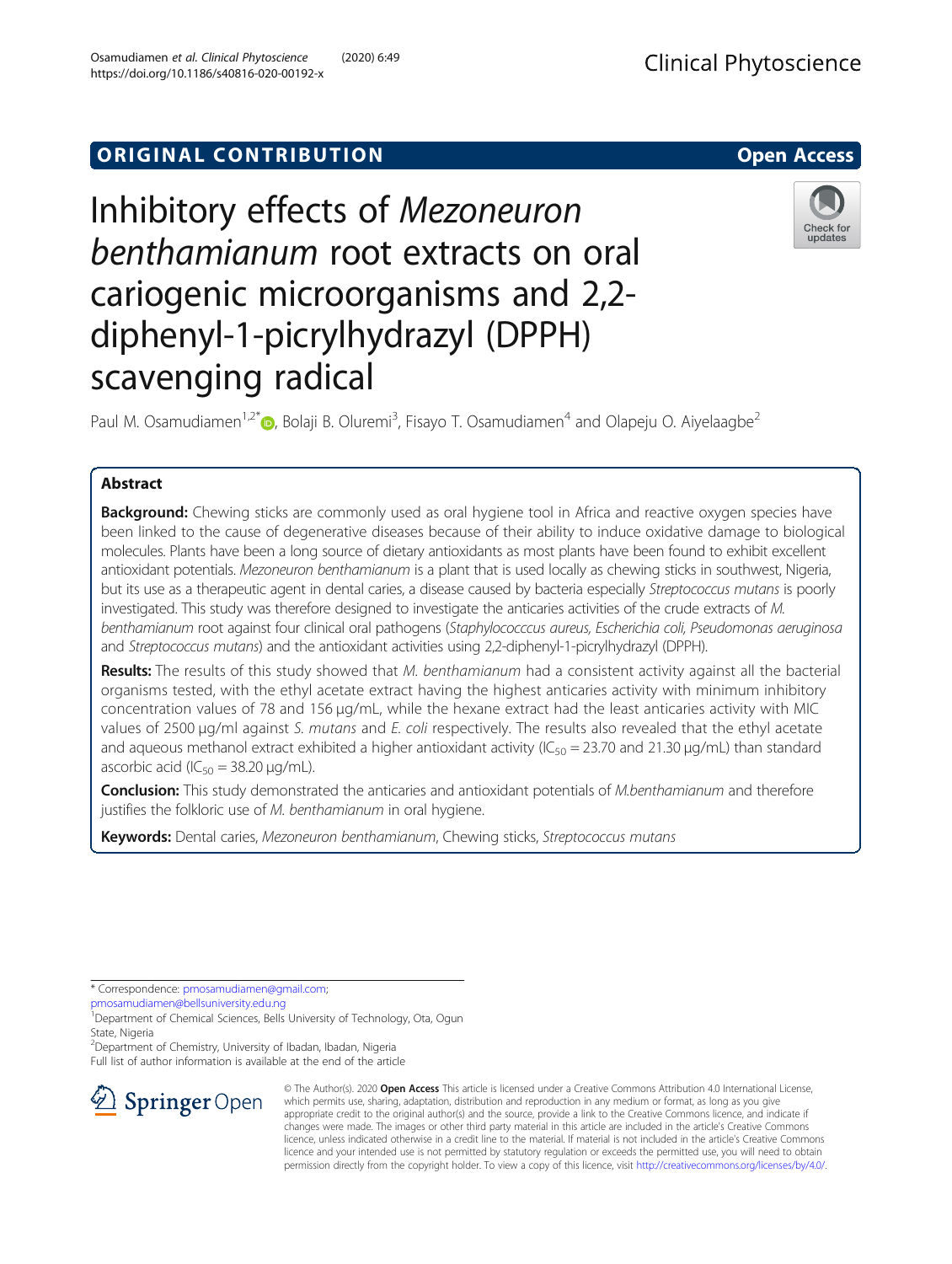ORIGINAL CONTRIBUTION

Open Access

# Inhibitory effects of *Mezoneuron benthamianum* root extracts on oral cariogenic microorganisms and 2,2-diphenyl-1-picrylhydrazyl (DPPH) scavenging radical

Paul M. Osamudiamen[1,2*], Bolaji B. Oluremi[3], Fisayo T. Osamudiamen[4] and Olapeju O. Aiyelaagbe[2]

## Abstract

**Background:** Chewing sticks are commonly used as oral hygiene tool in Africa and reactive oxygen species have been linked to the cause of degenerative diseases because of their ability to induce oxidative damage to biological molecules. Plants have been a long source of dietary antioxidants as most plants have been found to exhibit excellent antioxidant potentials. *Mezoneuron benthamianum* is a plant that is used locally as chewing sticks in southwest, Nigeria, but its use as a therapeutic agent in dental caries, a disease caused by bacteria especially *Streptococcus mutans* is poorly investigated. This study was therefore designed to investigate the anticaries activities of the crude extracts of *M. benthamianum* root against four clinical oral pathogens (*Staphylococccus aureus, Escherichia coli, Pseudomonas aeruginosa* and *Streptococcus mutans*) and the antioxidant activities using 2,2-diphenyl-1-picrylhydrazyl (DPPH).

**Results:** The results of this study showed that *M. benthamianum* had a consistent activity against all the bacterial organisms tested, with the ethyl acetate extract having the highest anticaries activity with minimum inhibitory concentration values of 78 and 156 μg/mL, while the hexane extract had the least anticaries activity with MIC values of 2500 μg/ml against *S. mutans* and *E. coli* respectively. The results also revealed that the ethyl acetate and aqueous methanol extract exhibited a higher antioxidant activity ($IC_{50}$ = 23.70 and 21.30 μg/mL) than standard ascorbic acid ($IC_{50}$ = 38.20 μg/mL).

**Conclusion:** This study demonstrated the anticaries and antioxidant potentials of *M.benthamianum* and therefore justifies the folkloric use of *M. benthamianum* in oral hygiene.

**Keywords:** Dental caries, *Mezoneuron benthamianum*, Chewing sticks, *Streptococcus mutans*

---

* Correspondence: pmosamudiamen@gmail.com; pmosamudiamen@bellsuniversity.edu.ng

[1]Department of Chemical Sciences, Bells University of Technology, Ota, Ogun State, Nigeria

[2]Department of Chemistry, University of Ibadan, Ibadan, Nigeria

Full list of author information is available at the end of the article

© The Author(s). 2020 **Open Access** This article is licensed under a Creative Commons Attribution 4.0 International License, which permits use, sharing, adaptation, distribution and reproduction in any medium or format, as long as you give appropriate credit to the original author(s) and the source, provide a link to the Creative Commons licence, and indicate if changes were made. The images or other third party material in this article are included in the article's Creative Commons licence, unless indicated otherwise in a credit line to the material. If material is not included in the article's Creative Commons licence and your intended use is not permitted by statutory regulation or exceeds the permitted use, you will need to obtain permission directly from the copyright holder. To view a copy of this licence, visit http://creativecommons.org/licenses/by/4.0/.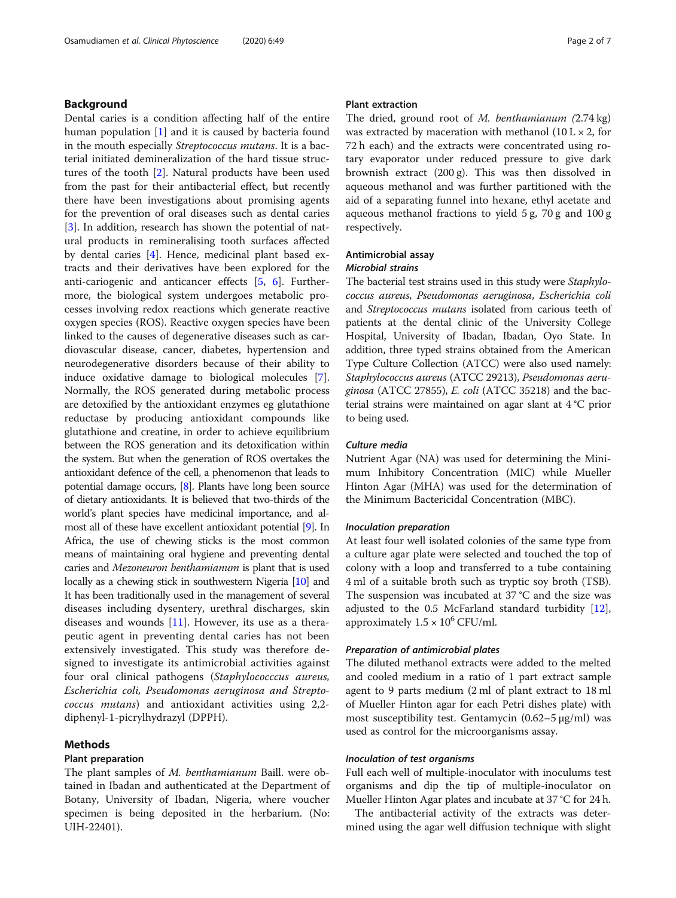## Background

Dental caries is a condition affecting half of the entire human population [1] and it is caused by bacteria found in the mouth especially *Streptococcus mutans*. It is a bacterial initiated demineralization of the hard tissue structures of the tooth [2]. Natural products have been used from the past for their antibacterial effect, but recently there have been investigations about promising agents for the prevention of oral diseases such as dental caries [3]. In addition, research has shown the potential of natural products in remineralising tooth surfaces affected by dental caries [4]. Hence, medicinal plant based extracts and their derivatives have been explored for the anti-cariogenic and anticancer effects [5, 6]. Furthermore, the biological system undergoes metabolic processes involving redox reactions which generate reactive oxygen species (ROS). Reactive oxygen species have been linked to the causes of degenerative diseases such as cardiovascular disease, cancer, diabetes, hypertension and neurodegenerative disorders because of their ability to induce oxidative damage to biological molecules [7]. Normally, the ROS generated during metabolic process are detoxified by the antioxidant enzymes eg glutathione reductase by producing antioxidant compounds like glutathione and creatine, in order to achieve equilibrium between the ROS generation and its detoxification within the system. But when the generation of ROS overtakes the antioxidant defence of the cell, a phenomenon that leads to potential damage occurs, [8]. Plants have long been source of dietary antioxidants. It is believed that two-thirds of the world's plant species have medicinal importance, and almost all of these have excellent antioxidant potential [9]. In Africa, the use of chewing sticks is the most common means of maintaining oral hygiene and preventing dental caries and *Mezoneuron benthamianum* is plant that is used locally as a chewing stick in southwestern Nigeria [10] and It has been traditionally used in the management of several diseases including dysentery, urethral discharges, skin diseases and wounds [11]. However, its use as a therapeutic agent in preventing dental caries has not been extensively investigated. This study was therefore designed to investigate its antimicrobial activities against four oral clinical pathogens (*Staphylococccus aureus, Escherichia coli, Pseudomonas aeruginosa and Streptococcus mutans*) and antioxidant activities using 2,2-diphenyl-1-picrylhydrazyl (DPPH).

## Methods

### Plant preparation

The plant samples of *M. benthamianum* Baill. were obtained in Ibadan and authenticated at the Department of Botany, University of Ibadan, Nigeria, where voucher specimen is being deposited in the herbarium. (No: UIH-22401).

### Plant extraction

The dried, ground root of *M. benthamianum (*2.74 kg) was extracted by maceration with methanol (10 L × 2, for 72 h each) and the extracts were concentrated using rotary evaporator under reduced pressure to give dark brownish extract (200 g). This was then dissolved in aqueous methanol and was further partitioned with the aid of a separating funnel into hexane, ethyl acetate and aqueous methanol fractions to yield 5 g, 70 g and 100 g respectively.

### Antimicrobial assay

#### *Microbial strains*

The bacterial test strains used in this study were *Staphylococcus aureus*, *Pseudomonas aeruginosa*, *Escherichia coli* and *Streptococcus mutans* isolated from carious teeth of patients at the dental clinic of the University College Hospital, University of Ibadan, Ibadan, Oyo State. In addition, three typed strains obtained from the American Type Culture Collection (ATCC) were also used namely: *Staphylococcus aureus* (ATCC 29213), *Pseudomonas aeruginosa* (ATCC 27855), *E. coli* (ATCC 35218) and the bacterial strains were maintained on agar slant at 4 °C prior to being used.

#### *Culture media*

Nutrient Agar (NA) was used for determining the Minimum Inhibitory Concentration (MIC) while Mueller Hinton Agar (MHA) was used for the determination of the Minimum Bactericidal Concentration (MBC).

#### *Inoculation preparation*

At least four well isolated colonies of the same type from a culture agar plate were selected and touched the top of colony with a loop and transferred to a tube containing 4 ml of a suitable broth such as tryptic soy broth (TSB). The suspension was incubated at 37 °C and the size was adjusted to the 0.5 McFarland standard turbidity [12], approximately $1.5 \times 10^6$ CFU/ml.

#### *Preparation of antimicrobial plates*

The diluted methanol extracts were added to the melted and cooled medium in a ratio of 1 part extract sample agent to 9 parts medium (2 ml of plant extract to 18 ml of Mueller Hinton agar for each Petri dishes plate) with most susceptibility test. Gentamycin (0.62–5 μg/ml) was used as control for the microorganisms assay.

#### *Inoculation of test organisms*

Full each well of multiple-inoculator with inoculums test organisms and dip the tip of multiple-inoculator on Mueller Hinton Agar plates and incubate at 37 °C for 24 h.

The antibacterial activity of the extracts was determined using the agar well diffusion technique with slight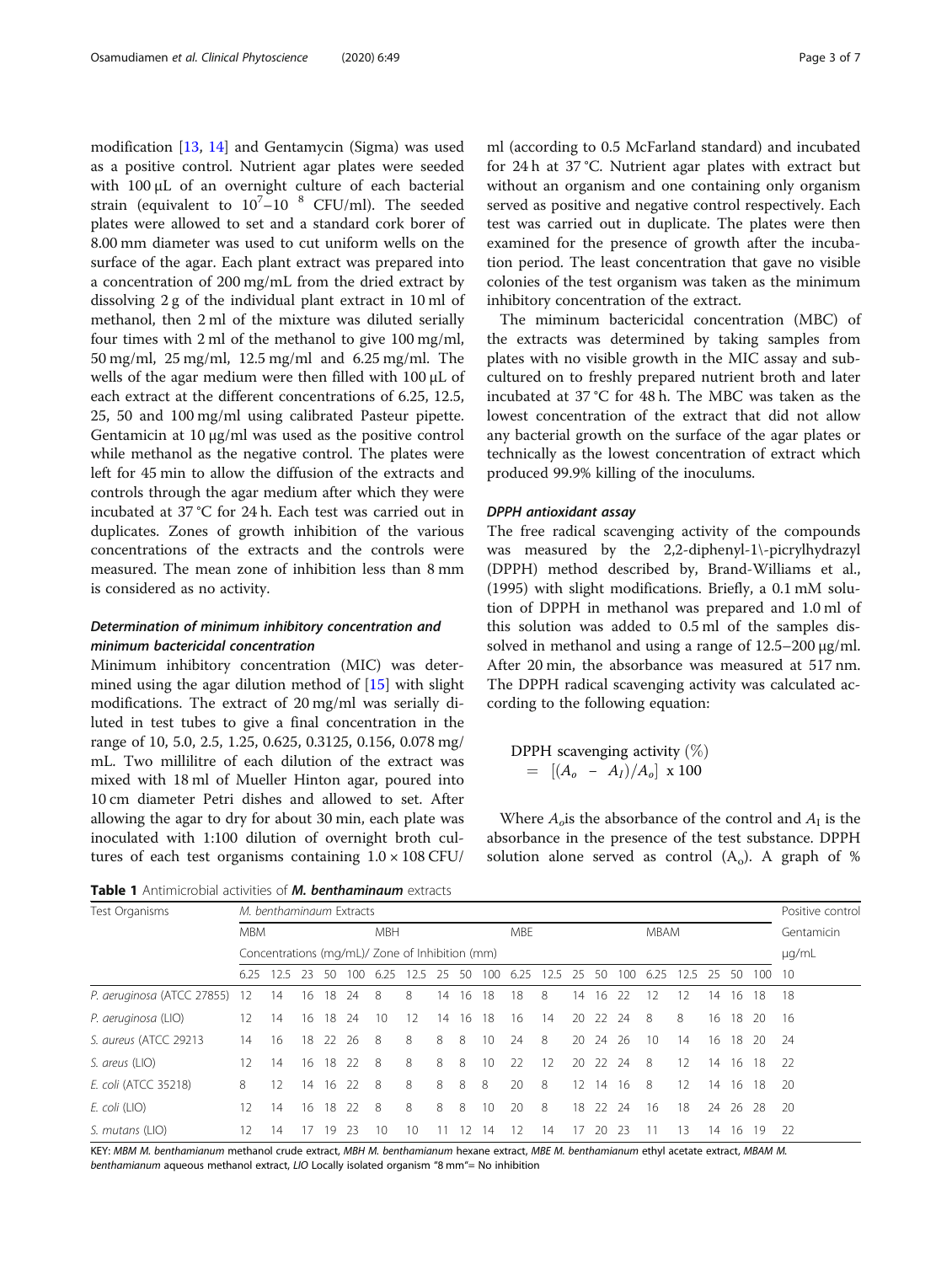modification [13, 14] and Gentamycin (Sigma) was used as a positive control. Nutrient agar plates were seeded with 100 μL of an overnight culture of each bacterial strain (equivalent to $10^7$–$10^{8}$ CFU/ml). The seeded plates were allowed to set and a standard cork borer of 8.00 mm diameter was used to cut uniform wells on the surface of the agar. Each plant extract was prepared into a concentration of 200 mg/mL from the dried extract by dissolving 2 g of the individual plant extract in 10 ml of methanol, then 2 ml of the mixture was diluted serially four times with 2 ml of the methanol to give 100 mg/ml, 50 mg/ml, 25 mg/ml, 12.5 mg/ml and 6.25 mg/ml. The wells of the agar medium were then filled with 100 μL of each extract at the different concentrations of 6.25, 12.5, 25, 50 and 100 mg/ml using calibrated Pasteur pipette. Gentamicin at 10 μg/ml was used as the positive control while methanol as the negative control. The plates were left for 45 min to allow the diffusion of the extracts and controls through the agar medium after which they were incubated at 37 °C for 24 h. Each test was carried out in duplicates. Zones of growth inhibition of the various concentrations of the extracts and the controls were measured. The mean zone of inhibition less than 8 mm is considered as no activity.

### *Determination of minimum inhibitory concentration and minimum bactericidal concentration*

Minimum inhibitory concentration (MIC) was determined using the agar dilution method of [15] with slight modifications. The extract of 20 mg/ml was serially diluted in test tubes to give a final concentration in the range of 10, 5.0, 2.5, 1.25, 0.625, 0.3125, 0.156, 0.078 mg/mL. Two millilitre of each dilution of the extract was mixed with 18 ml of Mueller Hinton agar, poured into 10 cm diameter Petri dishes and allowed to set. After allowing the agar to dry for about 30 min, each plate was inoculated with 1:100 dilution of overnight broth cultures of each test organisms containing $1.0 \times 108$ CFU/ml (according to 0.5 McFarland standard) and incubated for 24 h at 37 °C. Nutrient agar plates with extract but without an organism and one containing only organism served as positive and negative control respectively. Each test was carried out in duplicate. The plates were then examined for the presence of growth after the incubation period. The least concentration that gave no visible colonies of the test organism was taken as the minimum inhibitory concentration of the extract.

The miminum bactericidal concentration (MBC) of the extracts was determined by taking samples from plates with no visible growth in the MIC assay and subcultured on to freshly prepared nutrient broth and later incubated at 37 °C for 48 h. The MBC was taken as the lowest concentration of the extract that did not allow any bacterial growth on the surface of the agar plates or technically as the lowest concentration of extract which produced 99.9% killing of the inoculums.

### *DPPH antioxidant assay*

The free radical scavenging activity of the compounds was measured by the 2,2-diphenyl-1\-picrylhydrazyl (DPPH) method described by, Brand-Williams et al., (1995) with slight modifications. Briefly, a 0.1 mM solution of DPPH in methanol was prepared and 1.0 ml of this solution was added to 0.5 ml of the samples dissolved in methanol and using a range of 12.5–200 μg/ml. After 20 min, the absorbance was measured at 517 nm. The DPPH radical scavenging activity was calculated according to the following equation:

$$\text{DPPH scavenging activity } (\%) = [(A_o - A_I)/A_o] \times 100$$

Where $A_o$ is the absorbance of the control and $A_I$ is the absorbance in the presence of the test substance. DPPH solution alone served as control ($A_o$). A graph of %

**Table 1** Antimicrobial activities of ***M. benthaminaum*** extracts

| Test Organisms | *M. benthaminaum* Extracts | | | | | | | | | | | | | | | | | | | | Positive control |
|---|---|---|---|---|---|---|---|---|---|---|---|---|---|---|---|---|---|---|---|---|---|
| | MBM | | | | | MBH | | | | | MBE | | | | | MBAM | | | | | Gentamicin |
| | Concentrations (mg/mL)/ Zone of Inhibition (mm) | | | | | | | | | | | | | | | | | | | | μg/mL |
| | 6.25 | 12.5 | 23 | 50 | 100 | 6.25 | 12.5 | 25 | 50 | 100 | 6.25 | 12.5 | 25 | 50 | 100 | 6.25 | 12.5 | 25 | 50 | 100 | 10 |
| *P. aeruginosa* (ATCC 27855) | 12 | 14 | 16 | 18 | 24 | 8 | 8 | 14 | 16 | 18 | 18 | 8 | 14 | 16 | 22 | 12 | 12 | 14 | 16 | 18 | 18 |
| *P. aeruginosa* (LIO) | 12 | 14 | 16 | 18 | 24 | 10 | 12 | 14 | 16 | 18 | 16 | 14 | 20 | 22 | 24 | 8 | 8 | 16 | 18 | 20 | 16 |
| *S. aureus* (ATCC 29213 | 14 | 16 | 18 | 22 | 26 | 8 | 8 | 8 | 8 | 10 | 24 | 8 | 20 | 24 | 26 | 10 | 14 | 16 | 18 | 20 | 24 |
| *S. areus* (LIO) | 12 | 14 | 16 | 18 | 22 | 8 | 8 | 8 | 8 | 10 | 22 | 12 | 20 | 22 | 24 | 8 | 12 | 14 | 16 | 18 | 22 |
| *E. coli* (ATCC 35218) | 8 | 12 | 14 | 16 | 22 | 8 | 8 | 8 | 8 | 8 | 20 | 8 | 12 | 14 | 16 | 8 | 12 | 14 | 16 | 18 | 20 |
| *E. coli* (LIO) | 12 | 14 | 16 | 18 | 22 | 8 | 8 | 8 | 8 | 10 | 20 | 8 | 18 | 22 | 24 | 16 | 18 | 24 | 26 | 28 | 20 |
| *S. mutans* (LIO) | 12 | 14 | 17 | 19 | 23 | 10 | 10 | 11 | 12 | 14 | 12 | 14 | 17 | 20 | 23 | 11 | 13 | 14 | 16 | 19 | 22 |

KEY: *MBM M. benthamianum* methanol crude extract, *MBH M. benthamianum* hexane extract, *MBE M. benthamianum* ethyl acetate extract, *MBAM M. benthamianum* aqueous methanol extract, *LIO* Locally isolated organism "8 mm"= No inhibition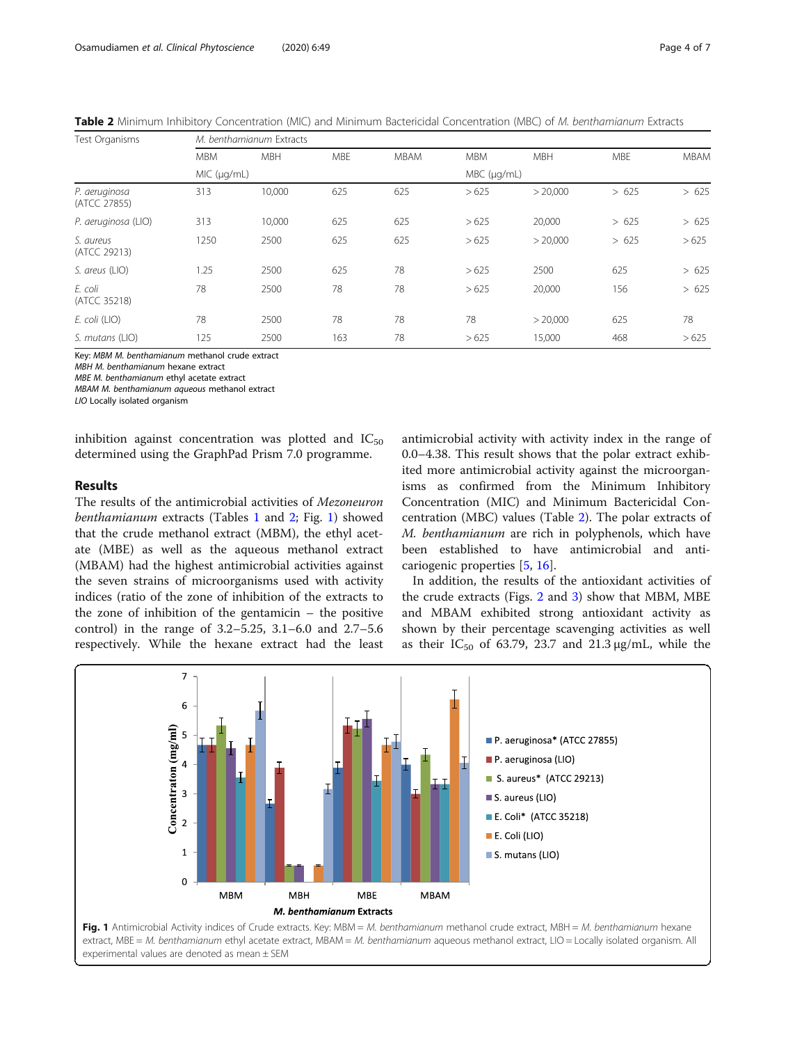**Table 2** Minimum Inhibitory Concentration (MIC) and Minimum Bactericidal Concentration (MBC) of *M. benthamianum* Extracts

| Test Organisms | *M. benthamianum* Extracts | | | | | | | |
|---|---|---|---|---|---|---|---|---|
| | MBM | MBH | MBE | MBAM | MBM | MBH | MBE | MBAM |
| | MIC (μg/mL) | | | | MBC (μg/mL) | | | |
| *P. aeruginosa* (ATCC 27855) | 313 | 10,000 | 625 | 625 | > 625 | > 20,000 | > 625 | > 625 |
| *P. aeruginosa* (LIO) | 313 | 10,000 | 625 | 625 | > 625 | 20,000 | > 625 | > 625 |
| *S. aureus* (ATCC 29213) | 1250 | 2500 | 625 | 625 | > 625 | > 20,000 | > 625 | > 625 |
| *S. areus* (LIO) | 1.25 | 2500 | 625 | 78 | > 625 | 2500 | 625 | > 625 |
| *E. coli* (ATCC 35218) | 78 | 2500 | 78 | 78 | > 625 | 20,000 | 156 | > 625 |
| *E. coli* (LIO) | 78 | 2500 | 78 | 78 | 78 | > 20,000 | 625 | 78 |
| *S. mutans* (LIO) | 125 | 2500 | 163 | 78 | > 625 | 15,000 | 468 | > 625 |

Key: *MBM M. benthamianum* methanol crude extract
*MBH M. benthamianum* hexane extract
*MBE M. benthamianum* ethyl acetate extract
*MBAM M. benthamianum aqueous* methanol extract
*LIO* Locally isolated organism

inhibition against concentration was plotted and $IC_{50}$ determined using the GraphPad Prism 7.0 programme.

## Results

The results of the antimicrobial activities of *Mezoneuron benthamianum* extracts (Tables 1 and 2; Fig. 1) showed that the crude methanol extract (MBM), the ethyl acetate (MBE) as well as the aqueous methanol extract (MBAM) had the highest antimicrobial activities against the seven strains of microorganisms used with activity indices (ratio of the zone of inhibition of the extracts to the zone of inhibition of the gentamicin – the positive control) in the range of 3.2–5.25, 3.1–6.0 and 2.7–5.6 respectively. While the hexane extract had the least antimicrobial activity with activity index in the range of 0.0–4.38. This result shows that the polar extract exhibited more antimicrobial activity against the microorganisms as confirmed from the Minimum Inhibitory Concentration (MIC) and Minimum Bactericidal Concentration (MBC) values (Table 2). The polar extracts of *M. benthamianum* are rich in polyphenols, which have been established to have antimicrobial and anticariogenic properties [5, 16].

In addition, the results of the antioxidant activities of the crude extracts (Figs. 2 and 3) show that MBM, MBE and MBAM exhibited strong antioxidant activity as shown by their percentage scavenging activities as well as their $IC_{50}$ of 63.79, 23.7 and 21.3 μg/mL, while the

**Fig. 1** Antimicrobial Activity indices of Crude extracts. Key: MBM = *M. benthamianum* methanol crude extract, MBH = *M. benthamianum* hexane extract, MBE = *M. benthamianum* ethyl acetate extract, MBAM = *M. benthamianum* aqueous methanol extract, LIO = Locally isolated organism. All experimental values are denoted as mean ± SEM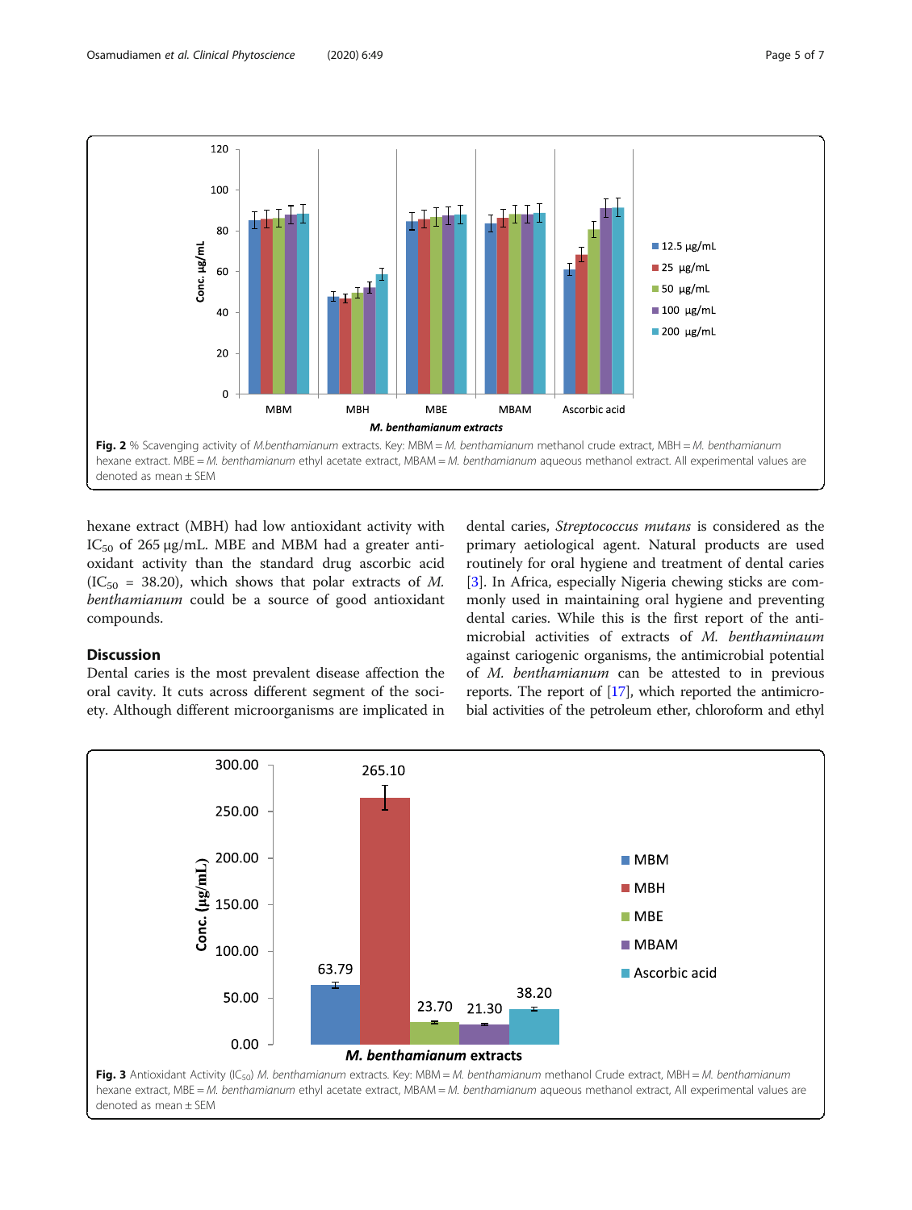Fig. 2 % Scavenging activity of *M.benthamianum* extracts. Key: MBM = *M. benthamianum* methanol crude extract, MBH = *M. benthamianum* hexane extract. MBE = *M. benthamianum* ethyl acetate extract, MBAM = *M. benthamianum* aqueous methanol extract. All experimental values are denoted as mean ± SEM

hexane extract (MBH) had low antioxidant activity with $IC_{50}$ of 265 μg/mL. MBE and MBM had a greater antioxidant activity than the standard drug ascorbic acid ($IC_{50}$ = 38.20), which shows that polar extracts of *M. benthamianum* could be a source of good antioxidant compounds.

## Discussion

Dental caries is the most prevalent disease affection the oral cavity. It cuts across different segment of the society. Although different microorganisms are implicated in dental caries, *Streptococcus mutans* is considered as the primary aetiological agent. Natural products are used routinely for oral hygiene and treatment of dental caries [3]. In Africa, especially Nigeria chewing sticks are commonly used in maintaining oral hygiene and preventing dental caries. While this is the first report of the antimicrobial activities of extracts of *M. benthaminaum* against cariogenic organisms, the antimicrobial potential of *M. benthamianum* can be attested to in previous reports. The report of [17], which reported the antimicrobial activities of the petroleum ether, chloroform and ethyl

Fig. 3 Antioxidant Activity ($IC_{50}$) *M. benthamianum* extracts. Key: MBM = *M. benthamianum* methanol Crude extract, MBH = *M. benthamianum* hexane extract, MBE = *M. benthamianum* ethyl acetate extract, MBAM = *M. benthamianum* aqueous methanol extract, All experimental values are denoted as mean ± SEM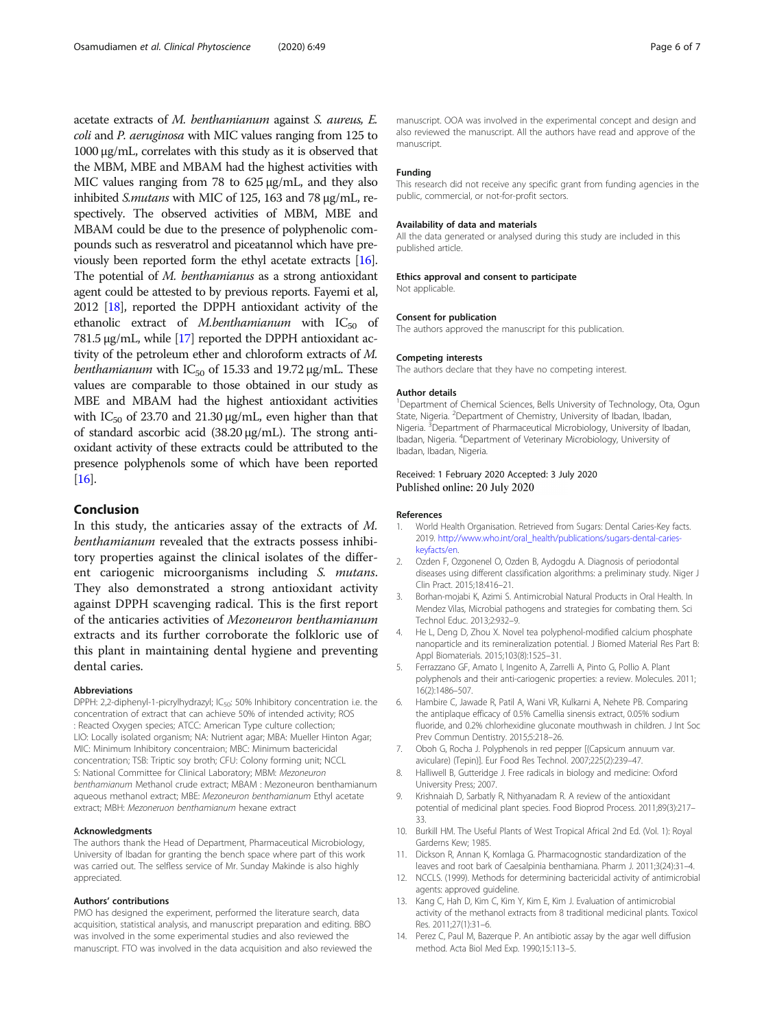acetate extracts of *M. benthamianum* against *S. aureus*, *E. coli* and *P. aeruginosa* with MIC values ranging from 125 to 1000 μg/mL, correlates with this study as it is observed that the MBM, MBE and MBAM had the highest activities with MIC values ranging from 78 to 625 μg/mL, and they also inhibited *S.mutans* with MIC of 125, 163 and 78 μg/mL, respectively. The observed activities of MBM, MBE and MBAM could be due to the presence of polyphenolic compounds such as resveratrol and piceatannol which have previously been reported form the ethyl acetate extracts [16]. The potential of *M. benthamianus* as a strong antioxidant agent could be attested to by previous reports. Fayemi et al, 2012 [18], reported the DPPH antioxidant activity of the ethanolic extract of *M.benthamianum* with $IC_{50}$ of 781.5 μg/mL, while [17] reported the DPPH antioxidant activity of the petroleum ether and chloroform extracts of *M. benthamianum* with $IC_{50}$ of 15.33 and 19.72 μg/mL. These values are comparable to those obtained in our study as MBE and MBAM had the highest antioxidant activities with $IC_{50}$ of 23.70 and 21.30 μg/mL, even higher than that of standard ascorbic acid (38.20 μg/mL). The strong antioxidant activity of these extracts could be attributed to the presence polyphenols some of which have been reported [16].

## Conclusion

In this study, the anticaries assay of the extracts of *M. benthamianum* revealed that the extracts possess inhibitory properties against the clinical isolates of the different cariogenic microorganisms including *S. mutans*. They also demonstrated a strong antioxidant activity against DPPH scavenging radical. This is the first report of the anticaries activities of *Mezoneuron benthamianum* extracts and its further corroborate the folkloric use of this plant in maintaining dental hygiene and preventing dental caries.

### Abbreviations

DPPH: 2,2-diphenyl-1-picrylhydrazyl; $IC_{50}$: 50% Inhibitory concentration i.e. the concentration of extract that can achieve 50% of intended activity; ROS : Reacted Oxygen species; ATCC: American Type culture collection; LIO: Locally isolated organism; NA: Nutrient agar; MBA: Mueller Hinton Agar; MIC: Minimum Inhibitory concentraion; MBC: Minimum bactericidal concentration; TSB: Triptic soy broth; CFU: Colony forming unit; NCCL S: National Committee for Clinical Laboratory; MBM: *Mezoneuron benthamianum* Methanol crude extract; MBAM : Mezoneuron benthamianum aqueous methanol extract; MBE: *Mezoneuron benthamianum* Ethyl acetate extract; MBH: *Mezoneruon benthamianum* hexane extract

### Acknowledgments

The authors thank the Head of Department, Pharmaceutical Microbiology, University of Ibadan for granting the bench space where part of this work was carried out. The selfless service of Mr. Sunday Makinde is also highly appreciated.

### Authors' contributions

PMO has designed the experiment, performed the literature search, data acquisition, statistical analysis, and manuscript preparation and editing. BBO was involved in the some experimental studies and also reviewed the manuscript. FTO was involved in the data acquisition and also reviewed the manuscript. OOA was involved in the experimental concept and design and also reviewed the manuscript. All the authors have read and approve of the manuscript.

### Funding

This research did not receive any specific grant from funding agencies in the public, commercial, or not-for-profit sectors.

### Availability of data and materials

All the data generated or analysed during this study are included in this published article.

### Ethics approval and consent to participate

Not applicable.

### Consent for publication

The authors approved the manuscript for this publication.

### Competing interests

The authors declare that they have no competing interest.

### Author details

[1]Department of Chemical Sciences, Bells University of Technology, Ota, Ogun State, Nigeria. [2]Department of Chemistry, University of Ibadan, Ibadan, Nigeria. [3]Department of Pharmaceutical Microbiology, University of Ibadan, Ibadan, Nigeria. [4]Department of Veterinary Microbiology, University of Ibadan, Ibadan, Nigeria.

Received: 1 February 2020 Accepted: 3 July 2020
Published online: 20 July 2020

### References

1. World Health Organisation. Retrieved from Sugars: Dental Caries-Key facts. 2019. http://www.who.int/oral_health/publications/sugars-dental-caries-keyfacts/en.
2. Ozden F, Ozgonenel O, Ozden B, Aydogdu A. Diagnosis of periodontal diseases using different classification algorithms: a preliminary study. Niger J Clin Pract. 2015;18:416–21.
3. Borhan-mojabi K, Azimi S. Antimicrobial Natural Products in Oral Health. In Mendez Vilas, Microbial pathogens and strategies for combating them. Sci Technol Educ. 2013;2:932–9.
4. He L, Deng D, Zhou X. Novel tea polyphenol-modified calcium phosphate nanoparticle and its remineralization potential. J Biomed Material Res Part B: Appl Biomaterials. 2015;103(8):1525–31.
5. Ferrazzano GF, Amato I, Ingenito A, Zarrelli A, Pinto G, Pollio A. Plant polyphenols and their anti-cariogenic properties: a review. Molecules. 2011; 16(2):1486–507.
6. Hambire C, Jawade R, Patil A, Wani VR, Kulkarni A, Nehete PB. Comparing the antiplaque efficacy of 0.5% Camellia sinensis extract, 0.05% sodium fluoride, and 0.2% chlorhexidine gluconate mouthwash in children. J Int Soc Prev Commun Dentistry. 2015;5:218–26.
7. Oboh G, Rocha J. Polyphenols in red pepper [(Capsicum annuum var. aviculare) (Tepin)]. Eur Food Res Technol. 2007;225(2):239–47.
8. Halliwell B, Gutteridge J. Free radicals in biology and medicine: Oxford University Press; 2007.
9. Krishnaiah D, Sarbatly R, Nithyanadam R. A review of the antioxidant potential of medicinal plant species. Food Bioprod Process. 2011;89(3):217–33.
10. Burkill HM. The Useful Plants of West Tropical Africal 2nd Ed. (Vol. 1): Royal Gardens Kew; 1985.
11. Dickson R, Annan K, Komlaga G. Pharmacognostic standardization of the leaves and root bark of Caesalpinia benthamiana. Pharm J. 2011;3(24):31–4.
12. NCCLS. (1999). Methods for determining bactericidal activity of antimicrobial agents: approved guideline.
13. Kang C, Hah D, Kim C, Kim Y, Kim E, Kim J. Evaluation of antimicrobial activity of the methanol extracts from 8 traditional medicinal plants. Toxicol Res. 2011;27(1):31–6.
14. Perez C, Paul M, Bazerque P. An antibiotic assay by the agar well diffusion method. Acta Biol Med Exp. 1990;15:113–5.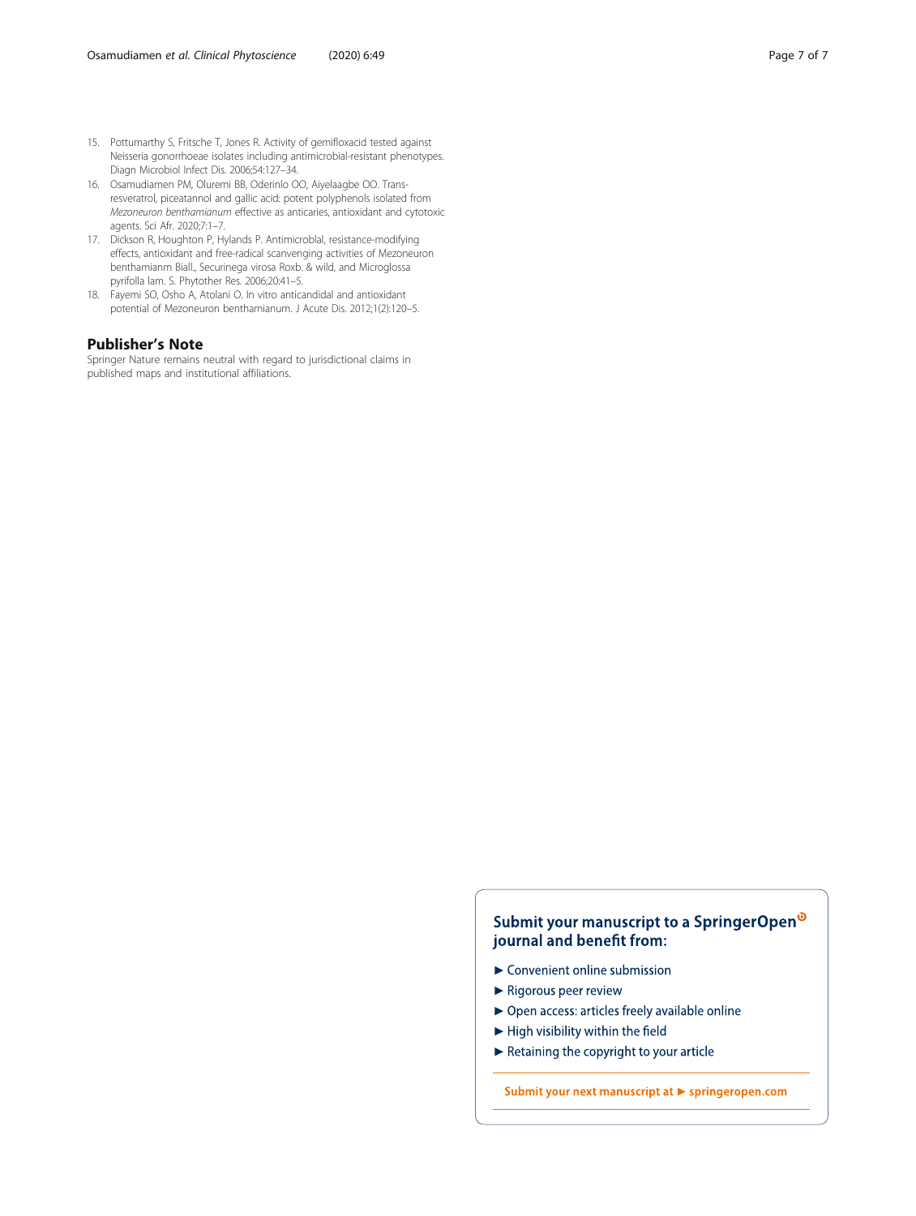15. Pottumarthy S, Fritsche T, Jones R. Activity of gemifloxacid tested against Neisseria gonorrhoeae isolates including antimicrobial-resistant phenotypes. Diagn Microbiol Infect Dis. 2006;54:127–34.
16. Osamudiamen PM, Oluremi BB, Oderinlo OO, Aiyelaagbe OO. Trans-resveratrol, piceatannol and gallic acid: potent polyphenols isolated from *Mezoneuron benthamianum* effective as anticaries, antioxidant and cytotoxic agents. Sci Afr. 2020;7:1–7.
17. Dickson R, Houghton P, Hylands P. Antimicroblal, resistance-modifying effects, antioxidant and free-radical scanvenging activities of Mezoneuron benthamianm Biall., Securinega virosa Roxb. & wild, and Microglossa pyrifolla lam. S. Phytother Res. 2006;20:41–5.
18. Fayemi SO, Osho A, Atolani O. In vitro anticandidal and antioxidant potential of Mezoneuron benthamianum. J Acute Dis. 2012;1(2):120–5.

## Publisher's Note

Springer Nature remains neutral with regard to jurisdictional claims in published maps and institutional affiliations.

**Submit your manuscript to a SpringerOpen journal and benefit from:**

- ► Convenient online submission
- ► Rigorous peer review
- ► Open access: articles freely available online
- ► High visibility within the field
- ► Retaining the copyright to your article

**Submit your next manuscript at ► springeropen.com**